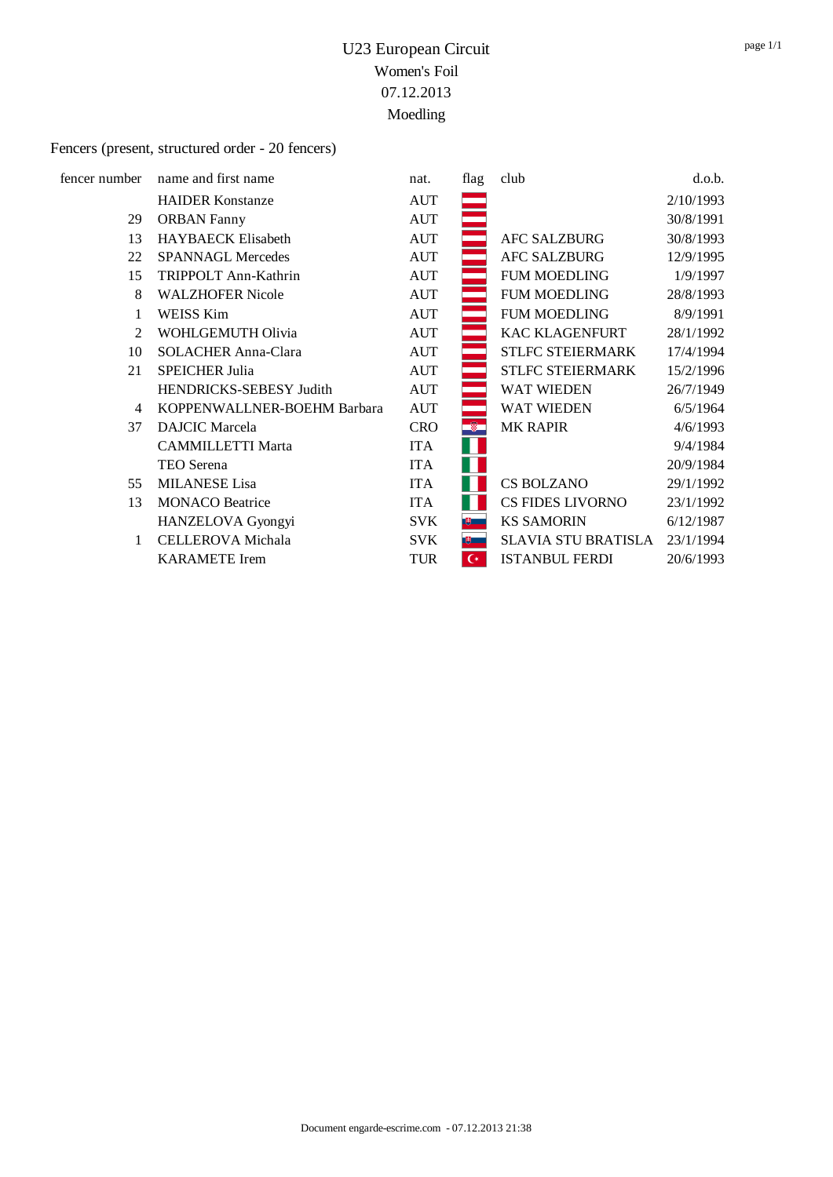# U23 European Circuit

Women's Foil

07.12.2013

Moedling

Fencers (present, structured order - 20 fencers)

| fencer number | name and first name | nat. | flag | club | d.o.b. |
|---|---|---|---|---|---|
| | HAIDER Konstanze | AUT | | | 2/10/1993 |
| 29 | ORBAN Fanny | AUT | | | 30/8/1991 |
| 13 | HAYBAECK Elisabeth | AUT | | AFC SALZBURG | 30/8/1993 |
| 22 | SPANNAGL Mercedes | AUT | | AFC SALZBURG | 12/9/1995 |
| 15 | TRIPPOLT Ann-Kathrin | AUT | | FUM MOEDLING | 1/9/1997 |
| 8 | WALZHOFER Nicole | AUT | | FUM MOEDLING | 28/8/1993 |
| 1 | WEISS Kim | AUT | | FUM MOEDLING | 8/9/1991 |
| 2 | WOHLGEMUTH Olivia | AUT | | KAC KLAGENFURT | 28/1/1992 |
| 10 | SOLACHER Anna-Clara | AUT | | STLFC STEIERMARK | 17/4/1994 |
| 21 | SPEICHER Julia | AUT | | STLFC STEIERMARK | 15/2/1996 |
| | HENDRICKS-SEBESY Judith | AUT | | WAT WIEDEN | 26/7/1949 |
| 4 | KOPPENWALLNER-BOEHM Barbara | AUT | | WAT WIEDEN | 6/5/1964 |
| 37 | DAJCIC Marcela | CRO | | MK RAPIR | 4/6/1993 |
| | CAMMILLETTI Marta | ITA | | | 9/4/1984 |
| | TEO Serena | ITA | | | 20/9/1984 |
| 55 | MILANESE Lisa | ITA | | CS BOLZANO | 29/1/1992 |
| 13 | MONACO Beatrice | ITA | | CS FIDES LIVORNO | 23/1/1992 |
| | HANZELOVA Gyongyi | SVK | | KS SAMORIN | 6/12/1987 |
| 1 | CELLEROVA Michala | SVK | | SLAVIA STU BRATISLA | 23/1/1994 |
| | KARAMETE Irem | TUR | | ISTANBUL FERDI | 20/6/1993 |

Document engarde-escrime.com - 07.12.2013 21:38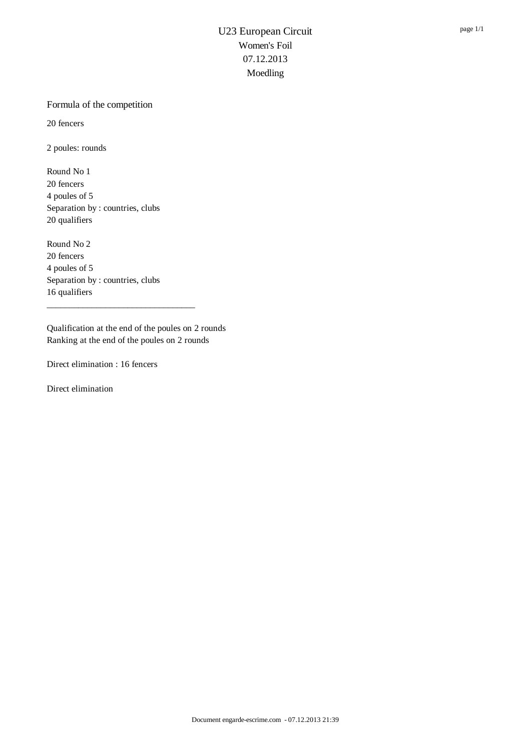# U23 European Circuit
## Women's Foil
## 07.12.2013
## Moedling

Formula of the competition

20 fencers

2 poules: rounds

Round No 1
20 fencers
4 poules of 5
Separation by : countries, clubs
20 qualifiers

Round No 2
20 fencers
4 poules of 5
Separation by : countries, clubs
16 qualifiers

---

Qualification at the end of the poules on 2 rounds
Ranking at the end of the poules on 2 rounds

Direct elimination : 16 fencers

Direct elimination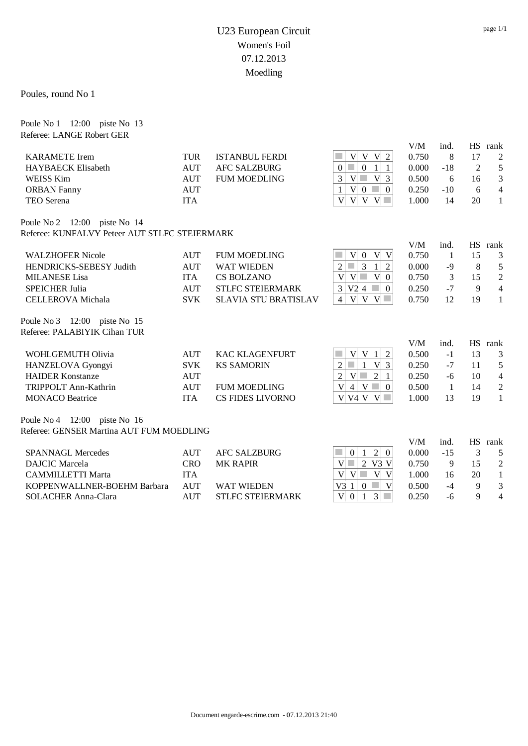# U23 European Circuit

Women's Foil

07.12.2013

Moedling

## Poules, round No 1

### Poule No 1 12:00 piste No 13

Referee: LANGE Robert GER

| | | | 1 | 2 | 3 | 4 | 5 | V/M | ind. | HS | rank |
|---|---|---|---|---|---|---|---|---|---|---|---|
| KARAMETE Irem | TUR | ISTANBUL FERDI | | V | V | V | 2 | 0.750 | 8 | 17 | 2 |
| HAYBAECK Elisabeth | AUT | AFC SALZBURG | 0 | | 0 | 1 | 1 | 0.000 | -18 | 2 | 5 |
| WEISS Kim | AUT | FUM MOEDLING | 3 | V | | V | 3 | 0.500 | 6 | 16 | 3 |
| ORBAN Fanny | AUT | | 1 | V | 0 | | 0 | 0.250 | -10 | 6 | 4 |
| TEO Serena | ITA | | V | V | V | V | | 1.000 | 14 | 20 | 1 |

### Poule No 2 12:00 piste No 14

Referee: KUNFALVY Peteer AUT STLFC STEIERMARK

| | | | 1 | 2 | 3 | 4 | 5 | V/M | ind. | HS | rank |
|---|---|---|---|---|---|---|---|---|---|---|---|
| WALZHOFER Nicole | AUT | FUM MOEDLING | | V | 0 | V | V | 0.750 | 1 | 15 | 3 |
| HENDRICKS-SEBESY Judith | AUT | WAT WIEDEN | 2 | | 3 | 1 | 2 | 0.000 | -9 | 8 | 5 |
| MILANESE Lisa | ITA | CS BOLZANO | V | V | | V | 0 | 0.750 | 3 | 15 | 2 |
| SPEICHER Julia | AUT | STLFC STEIERMARK | 3 | V2 | 4 | | 0 | 0.250 | -7 | 9 | 4 |
| CELLEROVA Michala | SVK | SLAVIA STU BRATISLAV | 4 | V | V | V | | 0.750 | 12 | 19 | 1 |

### Poule No 3 12:00 piste No 15

Referee: PALABIYIK Cihan TUR

| | | | 1 | 2 | 3 | 4 | 5 | V/M | ind. | HS | rank |
|---|---|---|---|---|---|---|---|---|---|---|---|
| WOHLGEMUTH Olivia | AUT | KAC KLAGENFURT | | V | V | 1 | 2 | 0.500 | -1 | 13 | 3 |
| HANZELOVA Gyongyi | SVK | KS SAMORIN | 2 | | 1 | V | 3 | 0.250 | -7 | 11 | 5 |
| HAIDER Konstanze | AUT | | 2 | V | | 2 | 1 | 0.250 | -6 | 10 | 4 |
| TRIPPOLT Ann-Kathrin | AUT | FUM MOEDLING | V | 4 | V | | 0 | 0.500 | 1 | 14 | 2 |
| MONACO Beatrice | ITA | CS FIDES LIVORNO | V | V4 | V | V | | 1.000 | 13 | 19 | 1 |

### Poule No 4 12:00 piste No 16

Referee: GENSER Martina AUT FUM MOEDLING

| | | | 1 | 2 | 3 | 4 | 5 | V/M | ind. | HS | rank |
|---|---|---|---|---|---|---|---|---|---|---|---|
| SPANNAGL Mercedes | AUT | AFC SALZBURG | | 0 | 1 | 2 | 0 | 0.000 | -15 | 3 | 5 |
| DAJCIC Marcela | CRO | MK RAPIR | V | | 2 | V3 | V | 0.750 | 9 | 15 | 2 |
| CAMMILLETTI Marta | ITA | | V | V | | V | V | 1.000 | 16 | 20 | 1 |
| KOPPENWALLNER-BOEHM Barbara | AUT | WAT WIEDEN | V3 | 1 | 0 | | V | 0.500 | -4 | 9 | 3 |
| SOLACHER Anna-Clara | AUT | STLFC STEIERMARK | V | 0 | 1 | 3 | | 0.250 | -6 | 9 | 4 |

Document engarde-escrime.com - 07.12.2013 21:40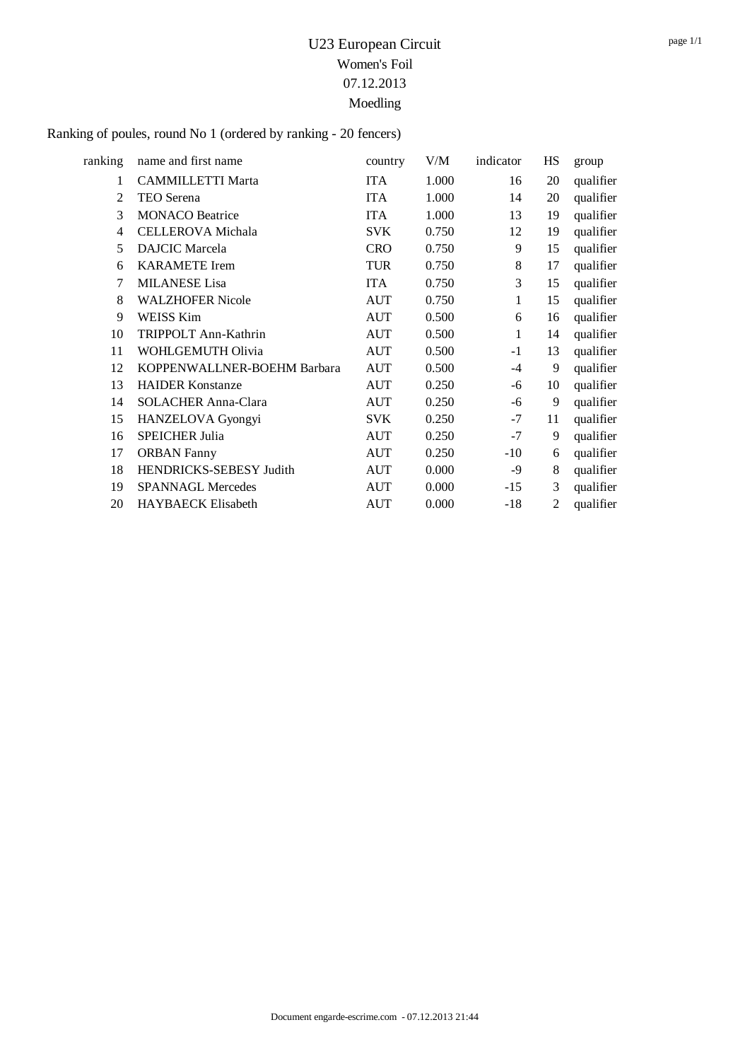# U23 European Circuit
## Women's Foil
## 07.12.2013
## Moedling

Ranking of poules, round No 1 (ordered by ranking - 20 fencers)

| ranking | name and first name | country | V/M | indicator | HS | group |
|---|---|---|---|---|---|---|
| 1 | CAMMILLETTI Marta | ITA | 1.000 | 16 | 20 | qualifier |
| 2 | TEO Serena | ITA | 1.000 | 14 | 20 | qualifier |
| 3 | MONACO Beatrice | ITA | 1.000 | 13 | 19 | qualifier |
| 4 | CELLEROVA Michala | SVK | 0.750 | 12 | 19 | qualifier |
| 5 | DAJCIC Marcela | CRO | 0.750 | 9 | 15 | qualifier |
| 6 | KARAMETE Irem | TUR | 0.750 | 8 | 17 | qualifier |
| 7 | MILANESE Lisa | ITA | 0.750 | 3 | 15 | qualifier |
| 8 | WALZHOFER Nicole | AUT | 0.750 | 1 | 15 | qualifier |
| 9 | WEISS Kim | AUT | 0.500 | 6 | 16 | qualifier |
| 10 | TRIPPOLT Ann-Kathrin | AUT | 0.500 | 1 | 14 | qualifier |
| 11 | WOHLGEMUTH Olivia | AUT | 0.500 | -1 | 13 | qualifier |
| 12 | KOPPENWALLNER-BOEHM Barbara | AUT | 0.500 | -4 | 9 | qualifier |
| 13 | HAIDER Konstanze | AUT | 0.250 | -6 | 10 | qualifier |
| 14 | SOLACHER Anna-Clara | AUT | 0.250 | -6 | 9 | qualifier |
| 15 | HANZELOVA Gyongyi | SVK | 0.250 | -7 | 11 | qualifier |
| 16 | SPEICHER Julia | AUT | 0.250 | -7 | 9 | qualifier |
| 17 | ORBAN Fanny | AUT | 0.250 | -10 | 6 | qualifier |
| 18 | HENDRICKS-SEBESY Judith | AUT | 0.000 | -9 | 8 | qualifier |
| 19 | SPANNAGL Mercedes | AUT | 0.000 | -15 | 3 | qualifier |
| 20 | HAYBAECK Elisabeth | AUT | 0.000 | -18 | 2 | qualifier |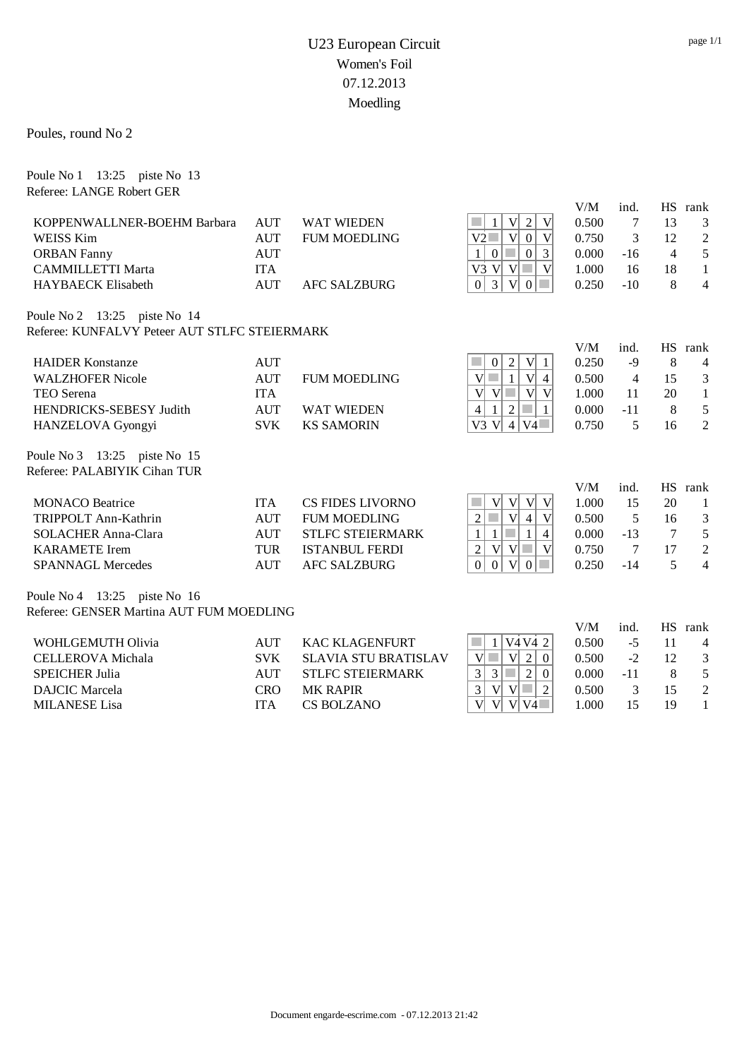# U23 European Circuit

Women's Foil

07.12.2013

Moedling

Poules, round No 2

Poule No 1 13:25 piste No 13
Referee: LANGE Robert GER

| | | | 1 | 2 | 3 | 4 | 5 | V/M | ind. | HS | rank |
|---|---|---|---|---|---|---|---|---|---|---|---|
| KOPPENWALLNER-BOEHM Barbara | AUT | WAT WIEDEN | | 1 | V | 2 | V | 0.500 | 7 | 13 | 3 |
| WEISS Kim | AUT | FUM MOEDLING | V2 | | V | 0 | V | 0.750 | 3 | 12 | 2 |
| ORBAN Fanny | AUT | | 1 | 0 | | 0 | 3 | 0.000 | -16 | 4 | 5 |
| CAMMILLETTI Marta | ITA | | V3 | V | V | | V | 1.000 | 16 | 18 | 1 |
| HAYBAECK Elisabeth | AUT | AFC SALZBURG | 0 | 3 | V | 0 | | 0.250 | -10 | 8 | 4 |

Poule No 2 13:25 piste No 14
Referee: KUNFALVY Peteer AUT STLFC STEIERMARK

| | | | 1 | 2 | 3 | 4 | 5 | V/M | ind. | HS | rank |
|---|---|---|---|---|---|---|---|---|---|---|---|
| HAIDER Konstanze | AUT | | | 0 | 2 | V | 1 | 0.250 | -9 | 8 | 4 |
| WALZHOFER Nicole | AUT | FUM MOEDLING | V | | 1 | V | 4 | 0.500 | 4 | 15 | 3 |
| TEO Serena | ITA | | V | V | | V | V | 1.000 | 11 | 20 | 1 |
| HENDRICKS-SEBESY Judith | AUT | WAT WIEDEN | 4 | 1 | 2 | | 1 | 0.000 | -11 | 8 | 5 |
| HANZELOVA Gyongyi | SVK | KS SAMORIN | V3 | V | 4 | V4 | | 0.750 | 5 | 16 | 2 |

Poule No 3 13:25 piste No 15
Referee: PALABIYIK Cihan TUR

| | | | 1 | 2 | 3 | 4 | 5 | V/M | ind. | HS | rank |
|---|---|---|---|---|---|---|---|---|---|---|---|
| MONACO Beatrice | ITA | CS FIDES LIVORNO | | V | V | V | V | 1.000 | 15 | 20 | 1 |
| TRIPPOLT Ann-Kathrin | AUT | FUM MOEDLING | 2 | | V | 4 | V | 0.500 | 5 | 16 | 3 |
| SOLACHER Anna-Clara | AUT | STLFC STEIERMARK | 1 | 1 | | 1 | 4 | 0.000 | -13 | 7 | 5 |
| KARAMETE Irem | TUR | ISTANBUL FERDI | 2 | V | V | | V | 0.750 | 7 | 17 | 2 |
| SPANNAGL Mercedes | AUT | AFC SALZBURG | 0 | 0 | V | 0 | | 0.250 | -14 | 5 | 4 |

Poule No 4 13:25 piste No 16
Referee: GENSER Martina AUT FUM MOEDLING

| | | | 1 | 2 | 3 | 4 | 5 | V/M | ind. | HS | rank |
|---|---|---|---|---|---|---|---|---|---|---|---|
| WOHLGEMUTH Olivia | AUT | KAC KLAGENFURT | | 1 | V4 | V4 | 2 | 0.500 | -5 | 11 | 4 |
| CELLEROVA Michala | SVK | SLAVIA STU BRATISLAV | V | | V | 2 | 0 | 0.500 | -2 | 12 | 3 |
| SPEICHER Julia | AUT | STLFC STEIERMARK | 3 | 3 | | 2 | 0 | 0.000 | -11 | 8 | 5 |
| DAJCIC Marcela | CRO | MK RAPIR | 3 | V | V | | 2 | 0.500 | 3 | 15 | 2 |
| MILANESE Lisa | ITA | CS BOLZANO | V | V | V | V4 | | 1.000 | 15 | 19 | 1 |

Document engarde-escrime.com - 07.12.2013 21:42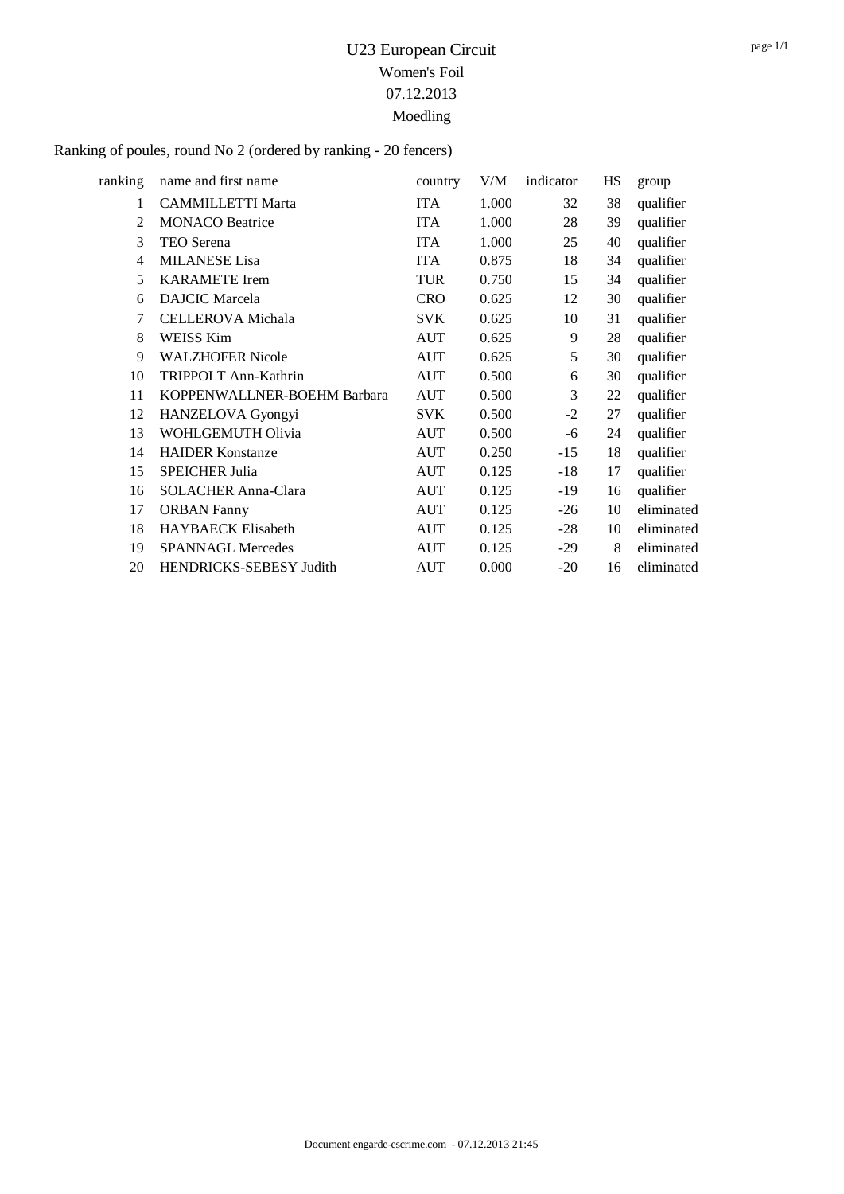# U23 European Circuit

Women's Foil

07.12.2013

Moedling

Ranking of poules, round No 2 (ordered by ranking - 20 fencers)

| ranking | name and first name | country | V/M | indicator | HS | group |
|---|---|---|---|---|---|---|
| 1 | CAMMILLETTI Marta | ITA | 1.000 | 32 | 38 | qualifier |
| 2 | MONACO Beatrice | ITA | 1.000 | 28 | 39 | qualifier |
| 3 | TEO Serena | ITA | 1.000 | 25 | 40 | qualifier |
| 4 | MILANESE Lisa | ITA | 0.875 | 18 | 34 | qualifier |
| 5 | KARAMETE Irem | TUR | 0.750 | 15 | 34 | qualifier |
| 6 | DAJCIC Marcela | CRO | 0.625 | 12 | 30 | qualifier |
| 7 | CELLEROVA Michala | SVK | 0.625 | 10 | 31 | qualifier |
| 8 | WEISS Kim | AUT | 0.625 | 9 | 28 | qualifier |
| 9 | WALZHOFER Nicole | AUT | 0.625 | 5 | 30 | qualifier |
| 10 | TRIPPOLT Ann-Kathrin | AUT | 0.500 | 6 | 30 | qualifier |
| 11 | KOPPENWALLNER-BOEHM Barbara | AUT | 0.500 | 3 | 22 | qualifier |
| 12 | HANZELOVA Gyongyi | SVK | 0.500 | -2 | 27 | qualifier |
| 13 | WOHLGEMUTH Olivia | AUT | 0.500 | -6 | 24 | qualifier |
| 14 | HAIDER Konstanze | AUT | 0.250 | -15 | 18 | qualifier |
| 15 | SPEICHER Julia | AUT | 0.125 | -18 | 17 | qualifier |
| 16 | SOLACHER Anna-Clara | AUT | 0.125 | -19 | 16 | qualifier |
| 17 | ORBAN Fanny | AUT | 0.125 | -26 | 10 | eliminated |
| 18 | HAYBAECK Elisabeth | AUT | 0.125 | -28 | 10 | eliminated |
| 19 | SPANNAGL Mercedes | AUT | 0.125 | -29 | 8 | eliminated |
| 20 | HENDRICKS-SEBESY Judith | AUT | 0.000 | -20 | 16 | eliminated |

Document engarde-escrime.com - 07.12.2013 21:45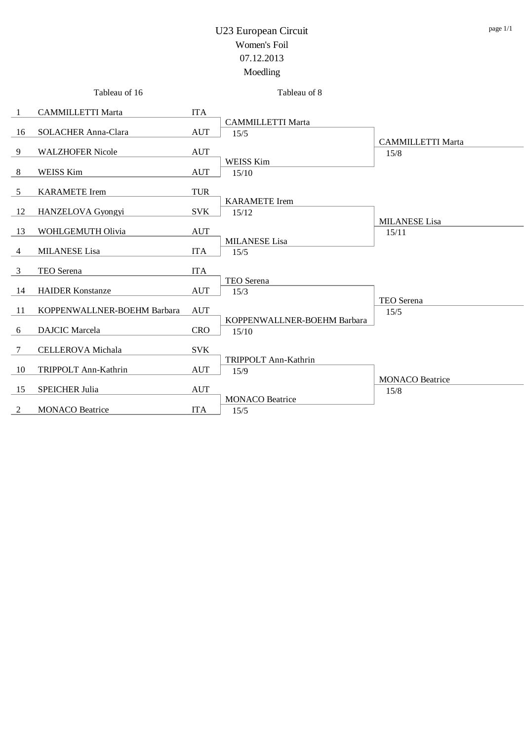# U23 European Circuit

## Women's Foil

## 07.12.2013

## Moedling

| Tableau of 16 | | | Tableau of 8 | |
|---|---|---|---|---|
| 1 | CAMMILLETTI Marta | ITA | CAMMILLETTI Marta 15/5 | CAMMILLETTI Marta 15/8 |
| 16 | SOLACHER Anna-Clara | AUT | | |
| 9 | WALZHOFER Nicole | AUT | WEISS Kim 15/10 | |
| 8 | WEISS Kim | AUT | | |
| 5 | KARAMETE Irem | TUR | KARAMETE Irem 15/12 | MILANESE Lisa 15/11 |
| 12 | HANZELOVA Gyongyi | SVK | | |
| 13 | WOHLGEMUTH Olivia | AUT | MILANESE Lisa 15/5 | |
| 4 | MILANESE Lisa | ITA | | |
| 3 | TEO Serena | ITA | TEO Serena 15/3 | TEO Serena 15/5 |
| 14 | HAIDER Konstanze | AUT | | |
| 11 | KOPPENWALLNER-BOEHM Barbara | AUT | KOPPENWALLNER-BOEHM Barbara 15/10 | |
| 6 | DAJCIC Marcela | CRO | | |
| 7 | CELLEROVA Michala | SVK | TRIPPOLT Ann-Kathrin 15/9 | MONACO Beatrice 15/8 |
| 10 | TRIPPOLT Ann-Kathrin | AUT | | |
| 15 | SPEICHER Julia | AUT | MONACO Beatrice 15/5 | |
| 2 | MONACO Beatrice | ITA | | |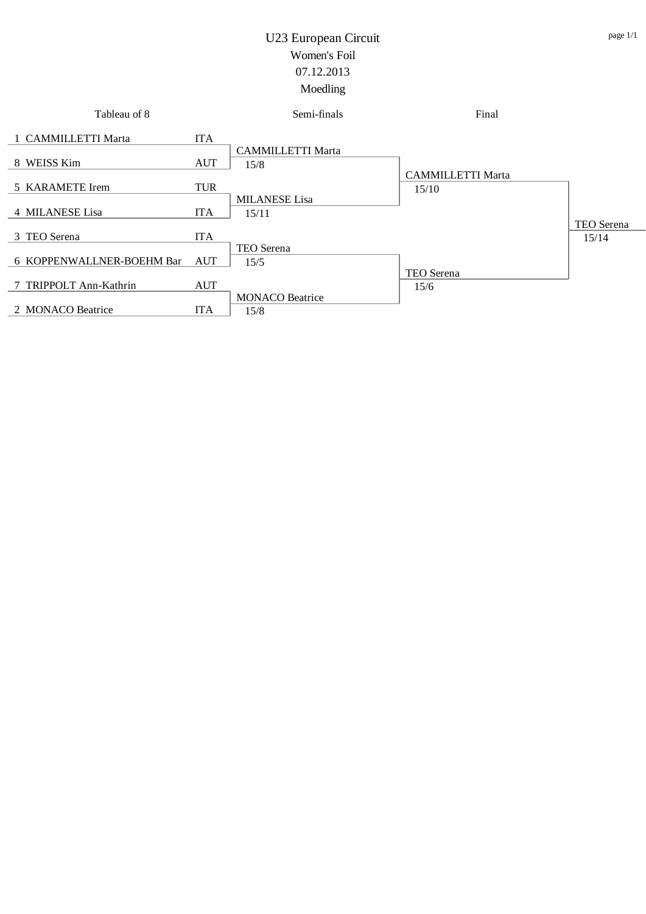# U23 European Circuit

## Women's Foil

07.12.2013

Moedling

| Tableau of 8 | | Semi-finals | Final | |
|---|---|---|---|---|
| 1 CAMMILLETTI Marta | ITA | CAMMILLETTI Marta 15/8 | CAMMILLETTI Marta 15/10 | TEO Serena 15/14 |
| 8 WEISS Kim | AUT | | | |
| 5 KARAMETE Irem | TUR | MILANESE Lisa 15/11 | | |
| 4 MILANESE Lisa | ITA | | | |
| 3 TEO Serena | ITA | TEO Serena 15/5 | TEO Serena 15/6 | |
| 6 KOPPENWALLNER-BOEHM Bar | AUT | | | |
| 7 TRIPPOLT Ann-Kathrin | AUT | MONACO Beatrice 15/8 | | |
| 2 MONACO Beatrice | ITA | | | |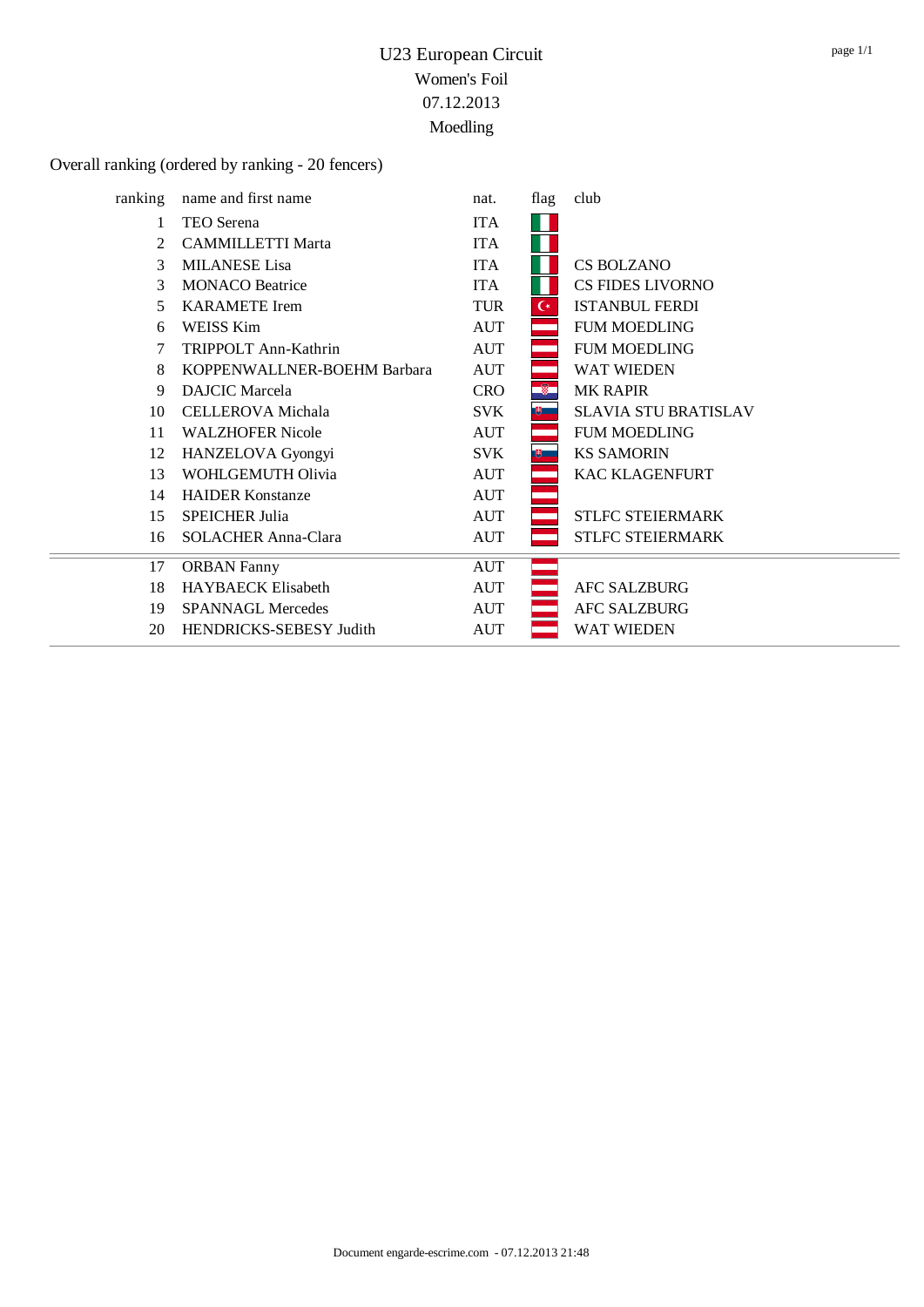# U23 European Circuit
Women's Foil
07.12.2013
Moedling

Overall ranking (ordered by ranking - 20 fencers)

| ranking | name and first name | nat. | flag | club |
|---|---|---|---|---|
| 1 | TEO Serena | ITA | | |
| 2 | CAMMILLETTI Marta | ITA | | |
| 3 | MILANESE Lisa | ITA | | CS BOLZANO |
| 3 | MONACO Beatrice | ITA | | CS FIDES LIVORNO |
| 5 | KARAMETE Irem | TUR | | ISTANBUL FERDI |
| 6 | WEISS Kim | AUT | | FUM MOEDLING |
| 7 | TRIPPOLT Ann-Kathrin | AUT | | FUM MOEDLING |
| 8 | KOPPENWALLNER-BOEHM Barbara | AUT | | WAT WIEDEN |
| 9 | DAJCIC Marcela | CRO | | MK RAPIR |
| 10 | CELLEROVA Michala | SVK | | SLAVIA STU BRATISLAV |
| 11 | WALZHOFER Nicole | AUT | | FUM MOEDLING |
| 12 | HANZELOVA Gyongyi | SVK | | KS SAMORIN |
| 13 | WOHLGEMUTH Olivia | AUT | | KAC KLAGENFURT |
| 14 | HAIDER Konstanze | AUT | | |
| 15 | SPEICHER Julia | AUT | | STLFC STEIERMARK |
| 16 | SOLACHER Anna-Clara | AUT | | STLFC STEIERMARK |
| 17 | ORBAN Fanny | AUT | | |
| 18 | HAYBAECK Elisabeth | AUT | | AFC SALZBURG |
| 19 | SPANNAGL Mercedes | AUT | | AFC SALZBURG |
| 20 | HENDRICKS-SEBESY Judith | AUT | | WAT WIEDEN |

Document engarde-escrime.com - 07.12.2013 21:48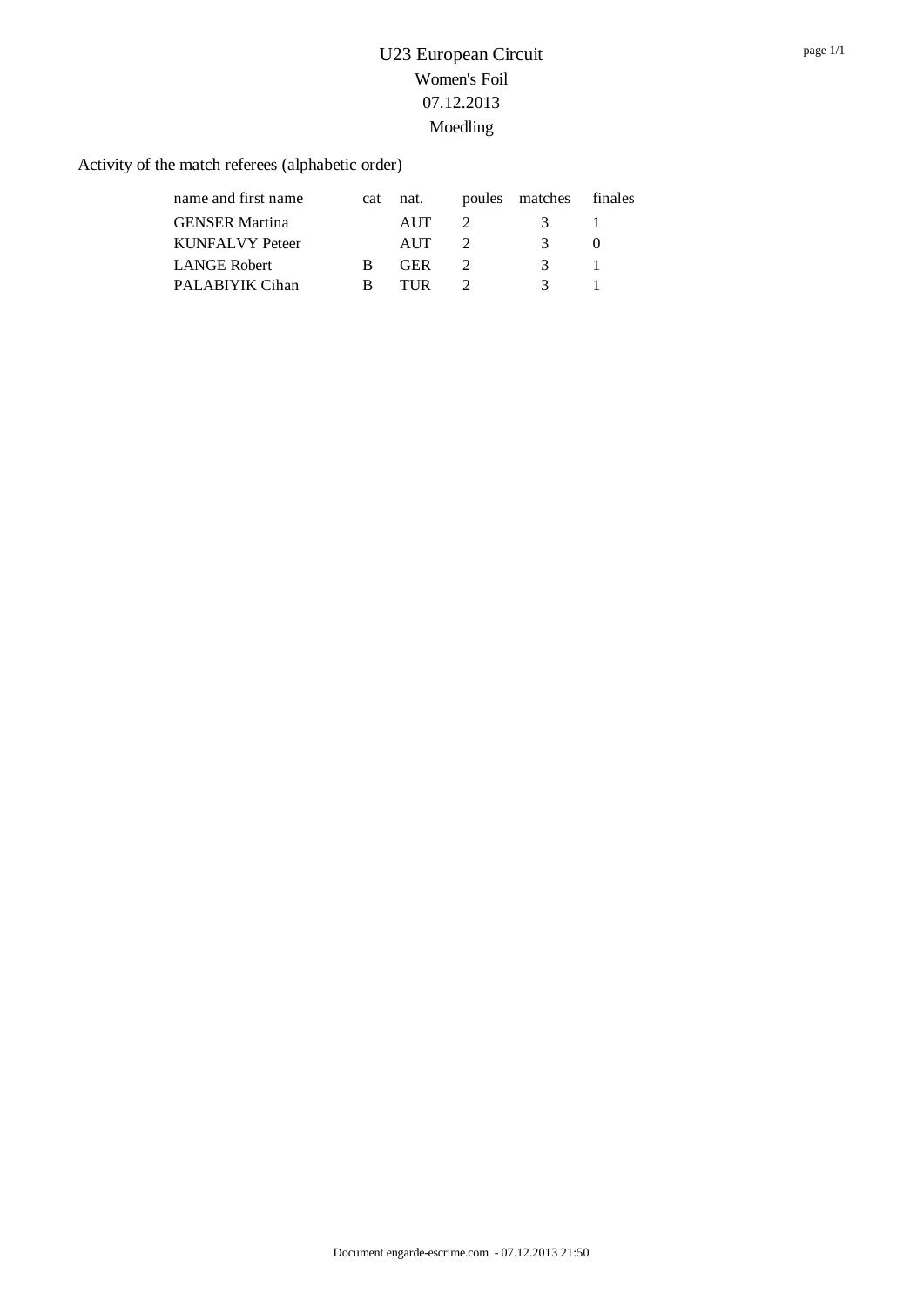# U23 European Circuit
## Women's Foil
## 07.12.2013
## Moedling

Activity of the match referees (alphabetic order)

| name and first name | cat | nat. | poules | matches | finales |
|---|---|---|---|---|---|
| GENSER Martina | | AUT | 2 | 3 | 1 |
| KUNFALVY Peteer | | AUT | 2 | 3 | 0 |
| LANGE Robert | B | GER | 2 | 3 | 1 |
| PALABIYIK Cihan | B | TUR | 2 | 3 | 1 |

Document engarde-escrime.com - 07.12.2013 21:50